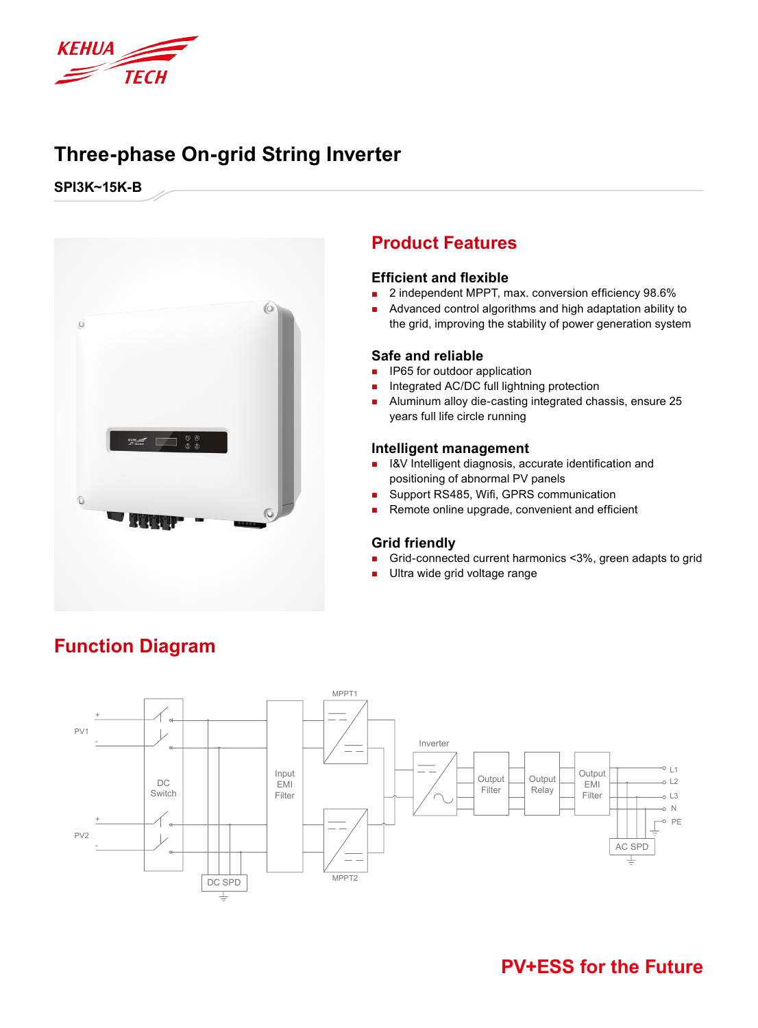KEHUA TECH

# Three-phase On-grid String Inverter

**SPI3K~15K-B**

## Product Features

### Efficient and flexible

- 2 independent MPPT, max. conversion efficiency 98.6%
- Advanced control algorithms and high adaptation ability to the grid, improving the stability of power generation system

### Safe and reliable

- IP65 for outdoor application
- Integrated AC/DC full lightning protection
- Aluminum alloy die-casting integrated chassis, ensure 25 years full life circle running

### Intelligent management

- I&V Intelligent diagnosis, accurate identification and positioning of abnormal PV panels
- Support RS485, Wifi, GPRS communication
- Remote online upgrade, convenient and efficient

### Grid friendly

- Grid-connected current harmonics <3%, green adapts to grid
- Ultra wide grid voltage range

## Function Diagram

PV1 + - PV2 + - DC Switch DC SPD Input EMI Filter MPPT1 MPPT2 Inverter Output Filter Output Relay Output EMI Filter AC SPD L1 L2 L3 N PE

**PV+ESS for the Future**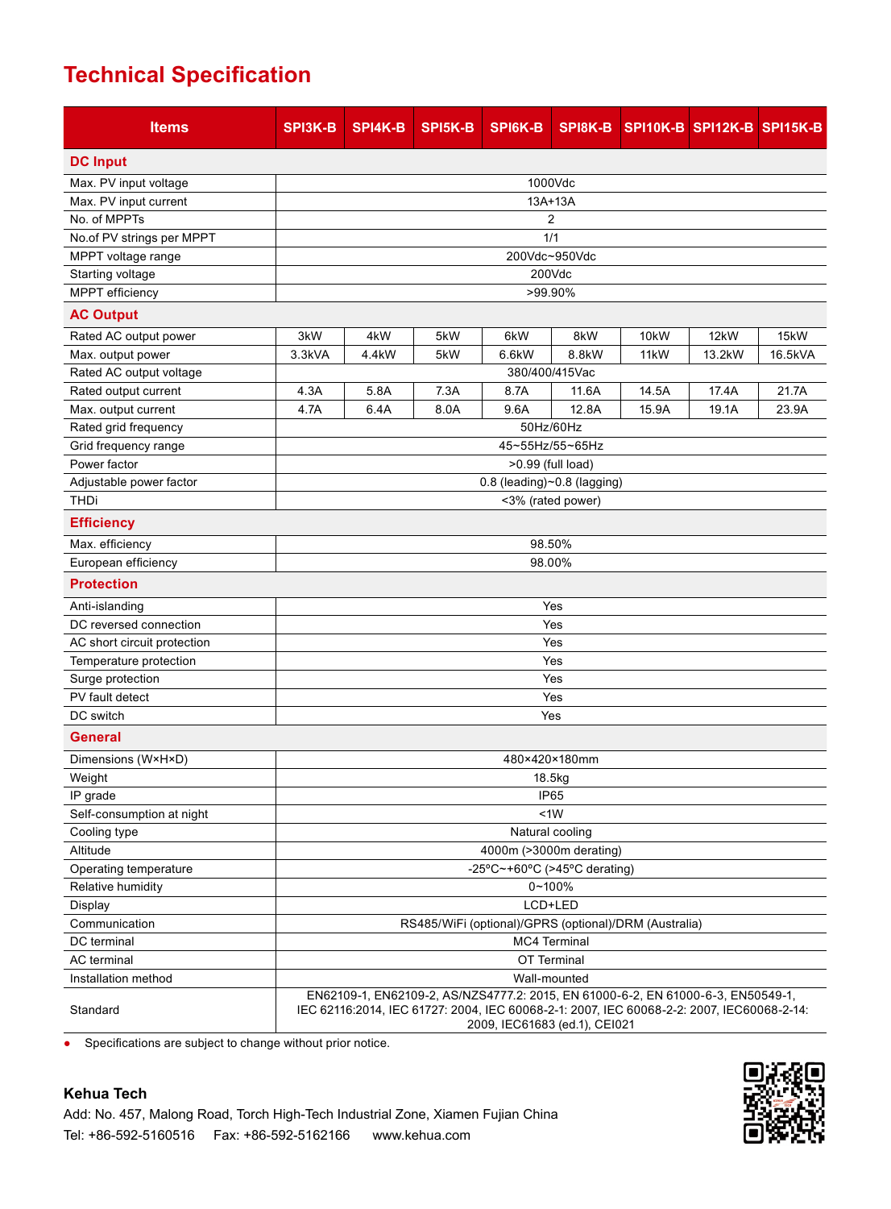# Technical Specification

| Items | SPI3K-B | SPI4K-B | SPI5K-B | SPI6K-B | SPI8K-B | SPI10K-B | SPI12K-B | SPI15K-B |
|---|---|---|---|---|---|---|---|---|
| **DC Input** | | | | | | | | |
| Max. PV input voltage | 1000Vdc | | | | | | | |
| Max. PV input current | 13A+13A | | | | | | | |
| No. of MPPTs | 2 | | | | | | | |
| No.of PV strings per MPPT | 1/1 | | | | | | | |
| MPPT voltage range | 200Vdc~950Vdc | | | | | | | |
| Starting voltage | 200Vdc | | | | | | | |
| MPPT efficiency | >99.90% | | | | | | | |
| **AC Output** | | | | | | | | |
| Rated AC output power | 3kW | 4kW | 5kW | 6kW | 8kW | 10kW | 12kW | 15kW |
| Max. output power | 3.3kVA | 4.4kW | 5kW | 6.6kW | 8.8kW | 11kW | 13.2kW | 16.5kVA |
| Rated AC output voltage | 380/400/415Vac | | | | | | | |
| Rated output current | 4.3A | 5.8A | 7.3A | 8.7A | 11.6A | 14.5A | 17.4A | 21.7A |
| Max. output current | 4.7A | 6.4A | 8.0A | 9.6A | 12.8A | 15.9A | 19.1A | 23.9A |
| Rated grid frequency | 50Hz/60Hz | | | | | | | |
| Grid frequency range | 45~55Hz/55~65Hz | | | | | | | |
| Power factor | >0.99 (full load) | | | | | | | |
| Adjustable power factor | 0.8 (leading)~0.8 (lagging) | | | | | | | |
| THDi | <3% (rated power) | | | | | | | |
| **Efficiency** | | | | | | | | |
| Max. efficiency | 98.50% | | | | | | | |
| European efficiency | 98.00% | | | | | | | |
| **Protection** | | | | | | | | |
| Anti-islanding | Yes | | | | | | | |
| DC reversed connection | Yes | | | | | | | |
| AC short circuit protection | Yes | | | | | | | |
| Temperature protection | Yes | | | | | | | |
| Surge protection | Yes | | | | | | | |
| PV fault detect | Yes | | | | | | | |
| DC switch | Yes | | | | | | | |
| **General** | | | | | | | | |
| Dimensions (W×H×D) | 480×420×180mm | | | | | | | |
| Weight | 18.5kg | | | | | | | |
| IP grade | IP65 | | | | | | | |
| Self-consumption at night | <1W | | | | | | | |
| Cooling type | Natural cooling | | | | | | | |
| Altitude | 4000m (>3000m derating) | | | | | | | |
| Operating temperature | -25ºC~+60ºC (>45ºC derating) | | | | | | | |
| Relative humidity | 0~100% | | | | | | | |
| Display | LCD+LED | | | | | | | |
| Communication | RS485/WiFi (optional)/GPRS (optional)/DRM (Australia) | | | | | | | |
| DC terminal | MC4 Terminal | | | | | | | |
| AC terminal | OT Terminal | | | | | | | |
| Installation method | Wall-mounted | | | | | | | |
| Standard | EN62109-1, EN62109-2, AS/NZS4777.2: 2015, EN 61000-6-2, EN 61000-6-3, EN50549-1, IEC 62116:2014, IEC 61727: 2004, IEC 60068-2-1: 2007, IEC 60068-2-2: 2007, IEC60068-2-14: 2009, IEC61683 (ed.1), CEI021 | | | | | | | |

- Specifications are subject to change without prior notice.

**Kehua Tech**

Add: No. 457, Malong Road, Torch High-Tech Industrial Zone, Xiamen Fujian China

Tel: +86-592-5160516    Fax: +86-592-5162166    www.kehua.com